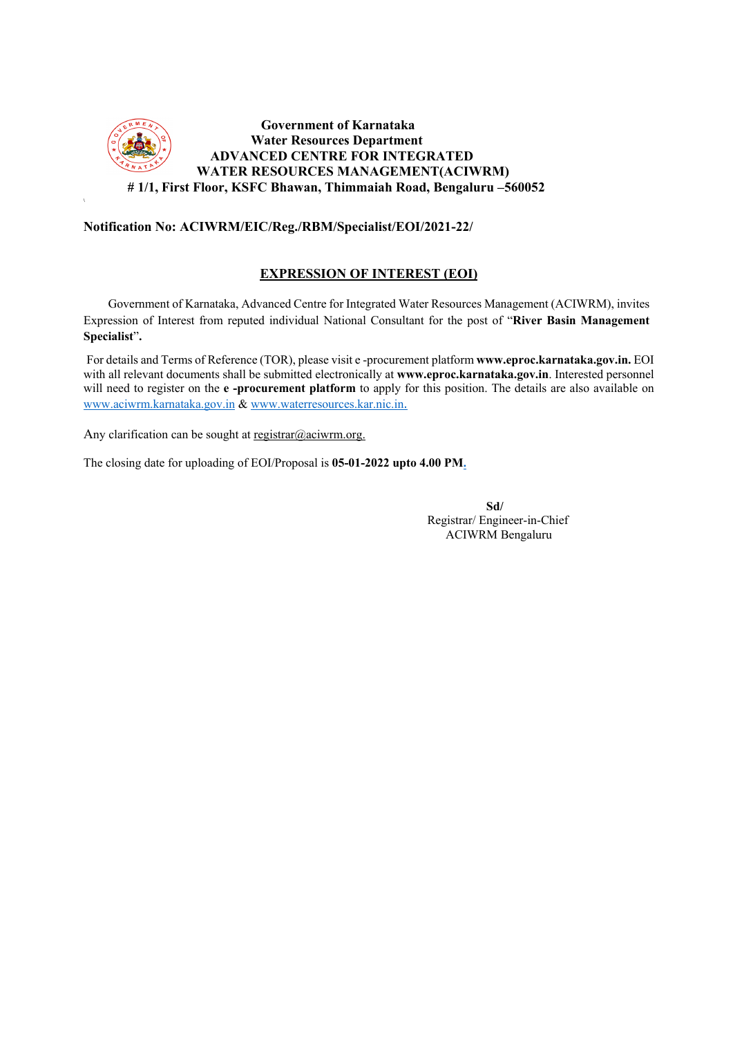**Government of Karnataka**
**Water Resources Department**
**ADVANCED CENTRE FOR INTEGRATED WATER RESOURCES MANAGEMENT(ACIWRM)**
**# 1/1, First Floor, KSFC Bhawan, Thimmaiah Road, Bengaluru –560052**

**Notification No: ACIWRM/EIC/Reg./RBM/Specialist/EOI/2021-22/**

## EXPRESSION OF INTEREST (EOI)

Government of Karnataka, Advanced Centre for Integrated Water Resources Management (ACIWRM), invites Expression of Interest from reputed individual National Consultant for the post of "**River Basin Management Specialist**".

For details and Terms of Reference (TOR), please visit e -procurement platform **www.eproc.karnataka.gov.in.** EOI with all relevant documents shall be submitted electronically at **www.eproc.karnataka.gov.in**. Interested personnel will need to register on the **e -procurement platform** to apply for this position. The details are also available on www.aciwrm.karnataka.gov.in & www.waterresources.kar.nic.in.

Any clarification can be sought at registrar@aciwrm.org.

The closing date for uploading of EOI/Proposal is **05-01-2022 upto 4.00 PM**.

**Sd/**
Registrar/ Engineer-in-Chief
ACIWRM Bengaluru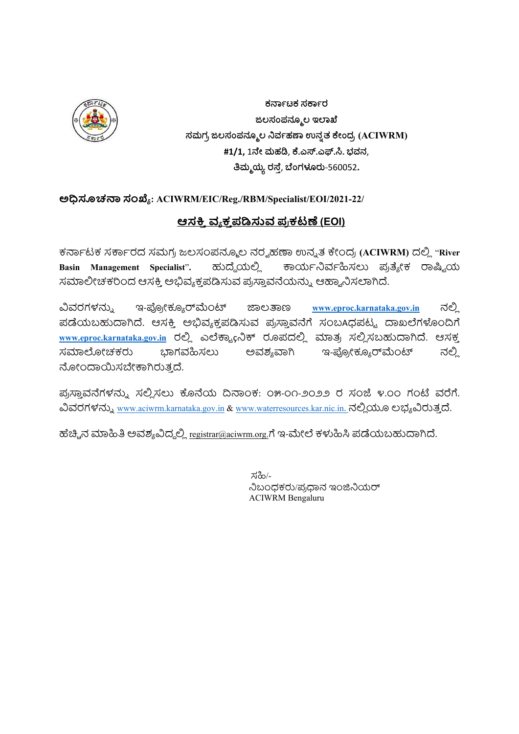**ಕರ್ನಾಟಕ ಸರ್ಕಾರ**
**ಜಲಸಂಪನ್ಮೂಲ ಇಲಾಖೆ**
**ಸಮಗ್ರ ಜಲಸಂಪನ್ಮೂಲ ನಿರ್ವಹಣಾ ಉನ್ನತ ಕೇಂದ್ರ (ACIWRM)**
**#1/1, 1ನೇ ಮಹಡಿ, ಕೆ.ಎಸ್.ಎಫ್.ಸಿ. ಭವನ,**
**ತಿಮ್ಮಯ್ಯ ರಸ್ತೆ, ಬೆಂಗಳೂರು-560052.**

**ಅಧಿಸೂಚನಾ ಸಂಖ್ಯೆ: ACIWRM/EIC/Reg./RBM/Specialist/EOI/2021-22/**

## ಆಸಕ್ತಿ ವ್ಯಕ್ತಪಡಿಸುವ ಪ್ರಕಟಣೆ (EOI)

ಕರ್ನಾಟಕ ಸರ್ಕಾರದ ಸಮಗ್ರ ಜಲಸಂಪನ್ಮೂಲ ನರ್ವಹಣಾ ಉನ್ನತ ಕೇಂದ್ರ **(ACIWRM)** ದಲ್ಲಿ "**River Basin Management Specialist**". ಹುದ್ದೆಯಲ್ಲಿ ಕಾರ್ಯನಿರ್ವಹಿಸಲು ಪ್ರತ್ಯೇಕ ರಾಷ್ಟ್ರಿಯ ಸಮಾಲೀಚಕರಿಂದ ಆಸಕ್ತಿ ಅಭಿವ್ಯಕ್ತಪಡಿಸುವ ಪ್ರಸ್ತಾವನೆಯನ್ನು ಆಹ್ವಾನಿಸಲಾಗಿದೆ.

ವಿವರಗಳನ್ನು ಇ-ಪ್ರೋಕ್ಯೂರ್‌ಮೆಂಟ್ ಜಾಲತಾಣ **www.eproc.karnataka.gov.in** ನಲ್ಲಿ ಪಡೆಯಬಹುದಾಗಿದೆ. ಆಸಕ್ತಿ ಅಭಿವ್ಯಕ್ತಪಡಿಸುವ ಪ್ರಸ್ತಾವನೆಗೆ ಸಂಬAಧಪಟ್ಟ ದಾಖಲೆಗಳೊಂದಿಗೆ **www.eproc.karnataka.gov.in** ರಲ್ಲಿ ಎಲೆಕ್ಟ್ರಾನಿಕ್ ರೂಪದಲ್ಲಿ ಮಾತ್ರ ಸಲ್ಲಿಸಬಹುದಾಗಿದೆ. ಆಸಕ್ತ ಸಮಾಲೋಚಕರು ಭಾಗವಹಿಸಲು ಅವಶ್ಯವಾಗಿ ಇ-ಪ್ರೋಕ್ಯೂರ್‌ಮೆಂಟ್ ನಲ್ಲಿ ನೋಂದಾಯಿಸಬೇಕಾಗಿರುತ್ತದೆ.

ಪ್ರಸ್ತಾವನೆಗಳನ್ನು ಸಲ್ಲಿಸಲು ಕೊನೆಯ ದಿನಾಂಕ: ೦೫-೦೧-೨೦೨೨ ರ ಸಂಜೆ ೪.೦೦ ಗಂಟೆ ವರೆಗೆ. ವಿವರಗಳನ್ನು www.aciwrm.karnataka.gov.in & www.waterresources.kar.nic.in. ನಲ್ಲಿಯೂ ಲಭ್ಯವಿರುತ್ತದೆ.

ಹೆಚ್ಚಿನ ಮಾಹಿತಿ ಅವಶ್ಯವಿದ್ದಲ್ಲಿ registrar@aciwrm.org.ಗೆ ಇ-ಮೇಲೆ ಕಳುಹಿಸಿ ಪಡೆಯಬಹುದಾಗಿದೆ.

ಸಹಿ/-
ನಿಬಂಧಕರು/ಪ್ರಧಾನ ಇಂಜಿನಿಯರ್
ACIWRM Bengaluru